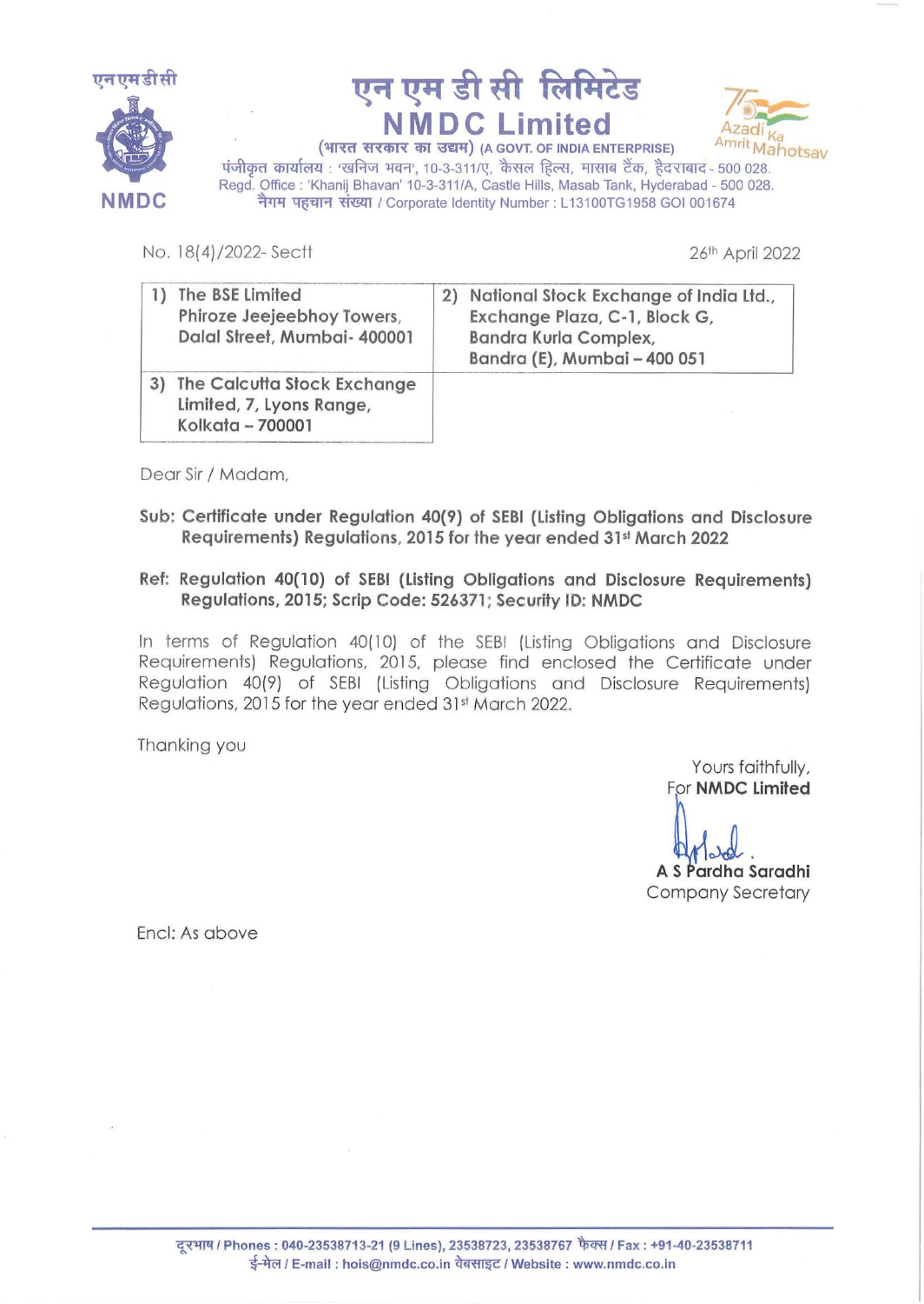# एन एम डी सी लिमिटेड
# NMDC Limited

(भारत सरकार का उद्यम) (A GOVT. OF INDIA ENTERPRISE)

पंजीकृत कार्यालय : 'खनिज भवन', 10-3-311/ए, कैसल हिल्स, मासाब टैंक, हैदराबाद - 500 028.
Regd. Office : 'Khanij Bhavan' 10-3-311/A, Castle Hills, Masab Tank, Hyderabad - 500 028.
नैगम पहचान संख्या / Corporate Identity Number : L13100TG1958 GOI 001674

No. 18(4)/2022- Sectt

26th April 2022

| | |
|---|---|
| 1) The BSE Limited<br>Phiroze Jeejeebhoy Towers,<br>Dalal Street, Mumbai- 400001 | 2) National Stock Exchange of India Ltd.,<br>Exchange Plaza, C-1, Block G,<br>Bandra Kurla Complex,<br>Bandra (E), Mumbai – 400 051 |
| 3) The Calcutta Stock Exchange<br>Limited, 7, Lyons Range,<br>Kolkata – 700001 | |

Dear Sir / Madam,

**Sub: Certificate under Regulation 40(9) of SEBI (Listing Obligations and Disclosure Requirements) Regulations, 2015 for the year ended 31st March 2022**

**Ref: Regulation 40(10) of SEBI (Listing Obligations and Disclosure Requirements) Regulations, 2015; Scrip Code: 526371; Security ID: NMDC**

In terms of Regulation 40(10) of the SEBI (Listing Obligations and Disclosure Requirements) Regulations, 2015, please find enclosed the Certificate under Regulation 40(9) of SEBI (Listing Obligations and Disclosure Requirements) Regulations, 2015 for the year ended 31st March 2022.

Thanking you

Yours faithfully,
For **NMDC Limited**

**A S Pardha Saradhi**
Company Secretary

Encl: As above

दूरभाष / Phones : 040-23538713-21 (9 Lines), 23538723, 23538767 फैक्स / Fax : +91-40-23538711
ई-मेल / E-mail : hois@nmdc.co.in वेबसाइट / Website : www.nmdc.co.in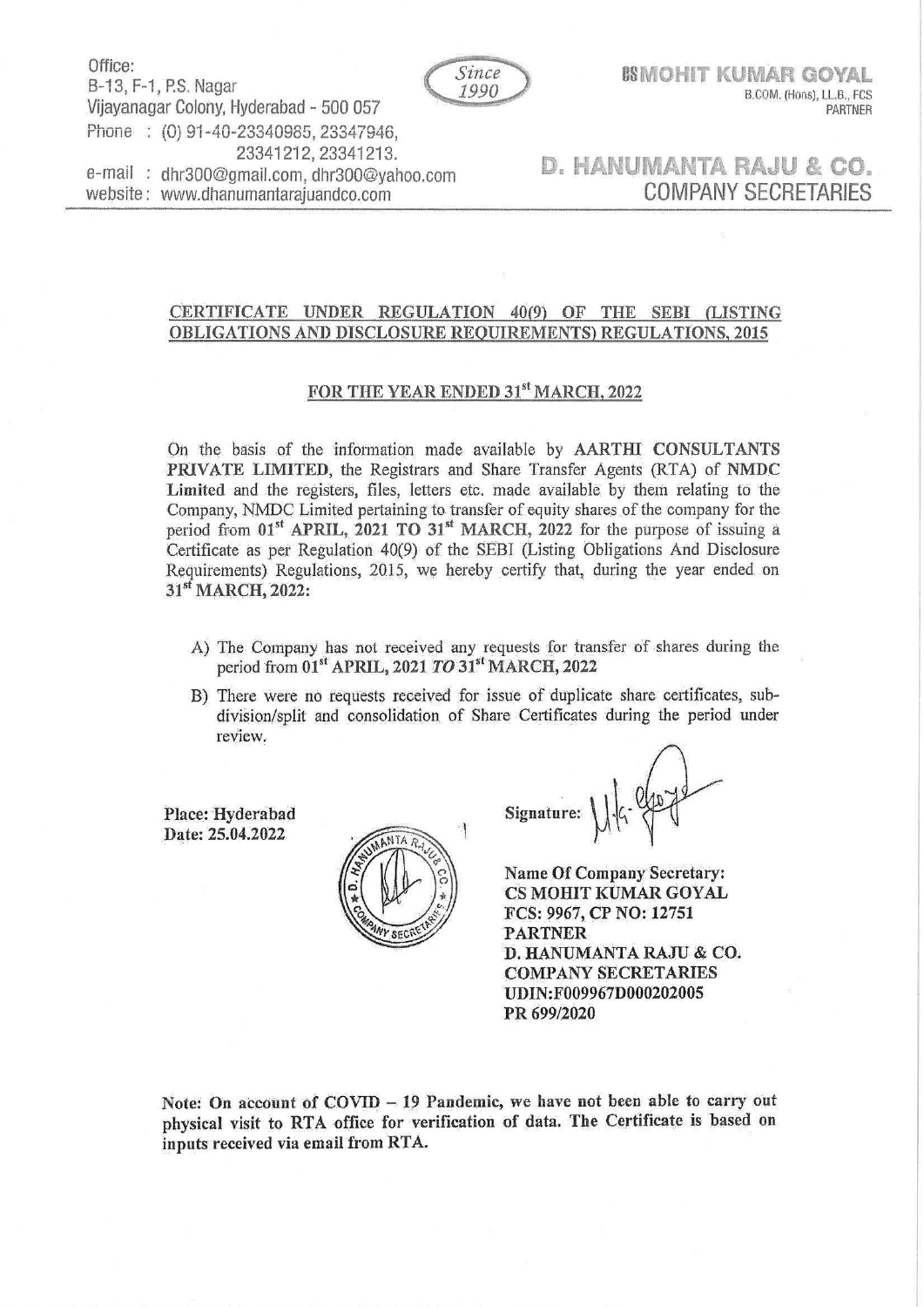Office:
B-13, F-1, P.S. Nagar
Vijayanagar Colony, Hyderabad - 500 057
Phone : (0) 91-40-23340985, 23347946,
23341212, 23341213.
e-mail : dhr300@gmail.com, dhr300@yahoo.com
website : www.dhanumantarajuandco.com

Since 1990

**CS MOHIT KUMAR GOYAL**
B.COM. (Hons), LL.B., FCS
PARTNER

# D. HANUMANTA RAJU & CO.
COMPANY SECRETARIES

## CERTIFICATE UNDER REGULATION 40(9) OF THE SEBI (LISTING OBLIGATIONS AND DISCLOSURE REQUIREMENTS) REGULATIONS, 2015

### FOR THE YEAR ENDED 31st MARCH, 2022

On the basis of the information made available by **AARTHI CONSULTANTS PRIVATE LIMITED**, the Registrars and Share Transfer Agents (RTA) of **NMDC Limited** and the registers, files, letters etc. made available by them relating to the Company, NMDC Limited pertaining to transfer of equity shares of the company for the period from **01st APRIL, 2021 TO 31st MARCH, 2022** for the purpose of issuing a Certificate as per Regulation 40(9) of the SEBI (Listing Obligations And Disclosure Requirements) Regulations, 2015, we hereby certify that, during the year ended on **31st MARCH, 2022:**

A) The Company has not received any requests for transfer of shares during the period from **01st APRIL, 2021 *TO* 31st MARCH, 2022**

B) There were no requests received for issue of duplicate share certificates, sub-division/split and consolidation of Share Certificates during the period under review.

**Place: Hyderabad**
**Date: 25.04.2022**

**Signature:**

**Name Of Company Secretary:**
**CS MOHIT KUMAR GOYAL**
**FCS: 9967, CP NO: 12751**
**PARTNER**
**D. HANUMANTA RAJU & CO.**
**COMPANY SECRETARIES**
**UDIN:F009967D000202005**
**PR 699/2020**

**Note: On account of COVID – 19 Pandemic, we have not been able to carry out physical visit to RTA office for verification of data. The Certificate is based on inputs received via email from RTA.**